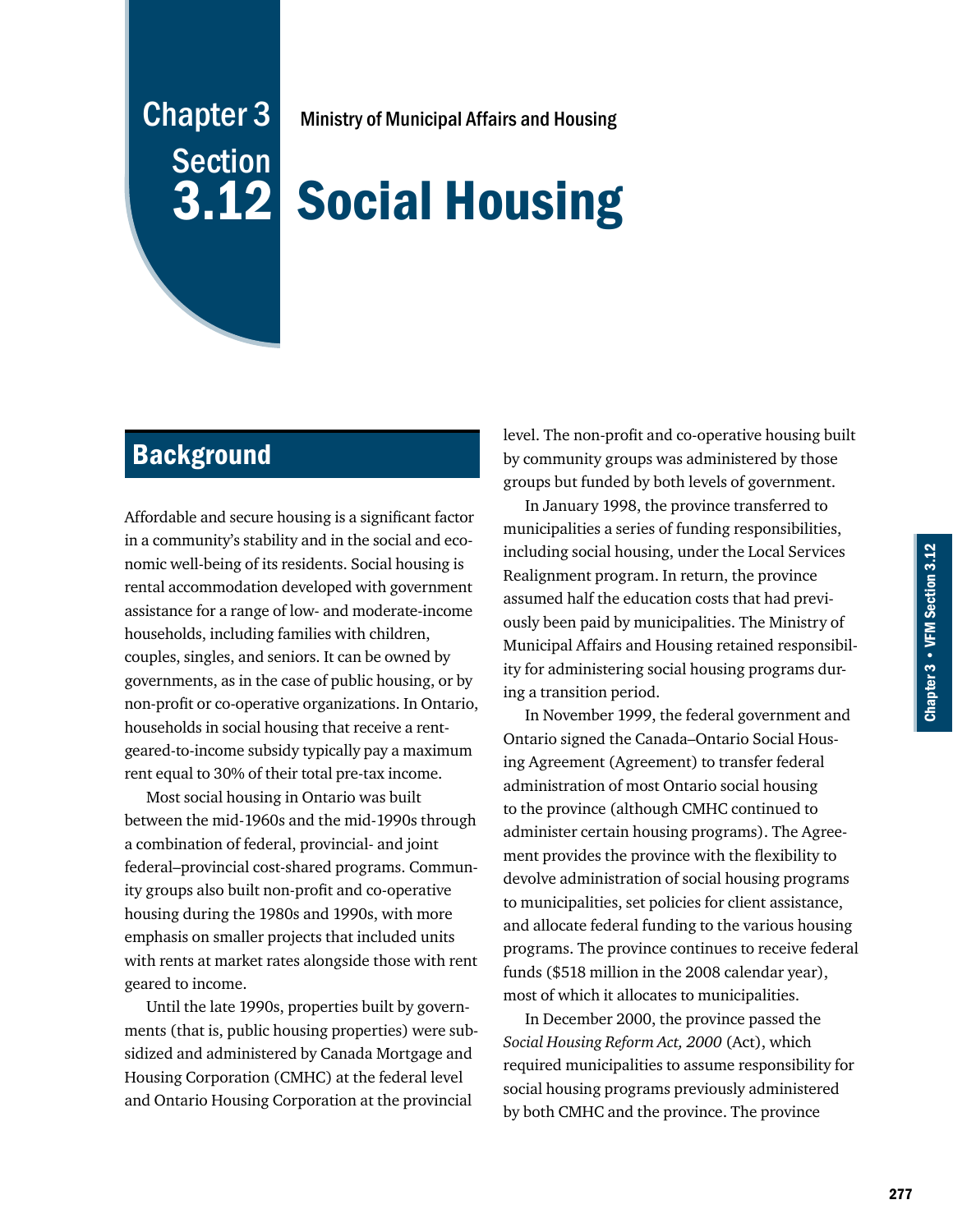# Chapter 3 Section 3.12

Ministry of Municipal Affairs and Housing

# Social Housing

## Background

Affordable and secure housing is a significant factor in a community's stability and in the social and economic well-being of its residents. Social housing is rental accommodation developed with government assistance for a range of low- and moderate-income households, including families with children, couples, singles, and seniors. It can be owned by governments, as in the case of public housing, or by non-profit or co-operative organizations. In Ontario, households in social housing that receive a rent-geared-to-income subsidy typically pay a maximum rent equal to 30% of their total pre-tax income.

Most social housing in Ontario was built between the mid-1960s and the mid-1990s through a combination of federal, provincial- and joint federal–provincial cost-shared programs. Community groups also built non-profit and co-operative housing during the 1980s and 1990s, with more emphasis on smaller projects that included units with rents at market rates alongside those with rent geared to income.

Until the late 1990s, properties built by governments (that is, public housing properties) were subsidized and administered by Canada Mortgage and Housing Corporation (CMHC) at the federal level and Ontario Housing Corporation at the provincial level. The non-profit and co-operative housing built by community groups was administered by those groups but funded by both levels of government.

In January 1998, the province transferred to municipalities a series of funding responsibilities, including social housing, under the Local Services Realignment program. In return, the province assumed half the education costs that had previously been paid by municipalities. The Ministry of Municipal Affairs and Housing retained responsibility for administering social housing programs during a transition period.

In November 1999, the federal government and Ontario signed the Canada–Ontario Social Housing Agreement (Agreement) to transfer federal administration of most Ontario social housing to the province (although CMHC continued to administer certain housing programs). The Agreement provides the province with the flexibility to devolve administration of social housing programs to municipalities, set policies for client assistance, and allocate federal funding to the various housing programs. The province continues to receive federal funds ($518 million in the 2008 calendar year), most of which it allocates to municipalities.

In December 2000, the province passed the *Social Housing Reform Act, 2000* (Act), which required municipalities to assume responsibility for social housing programs previously administered by both CMHC and the province. The province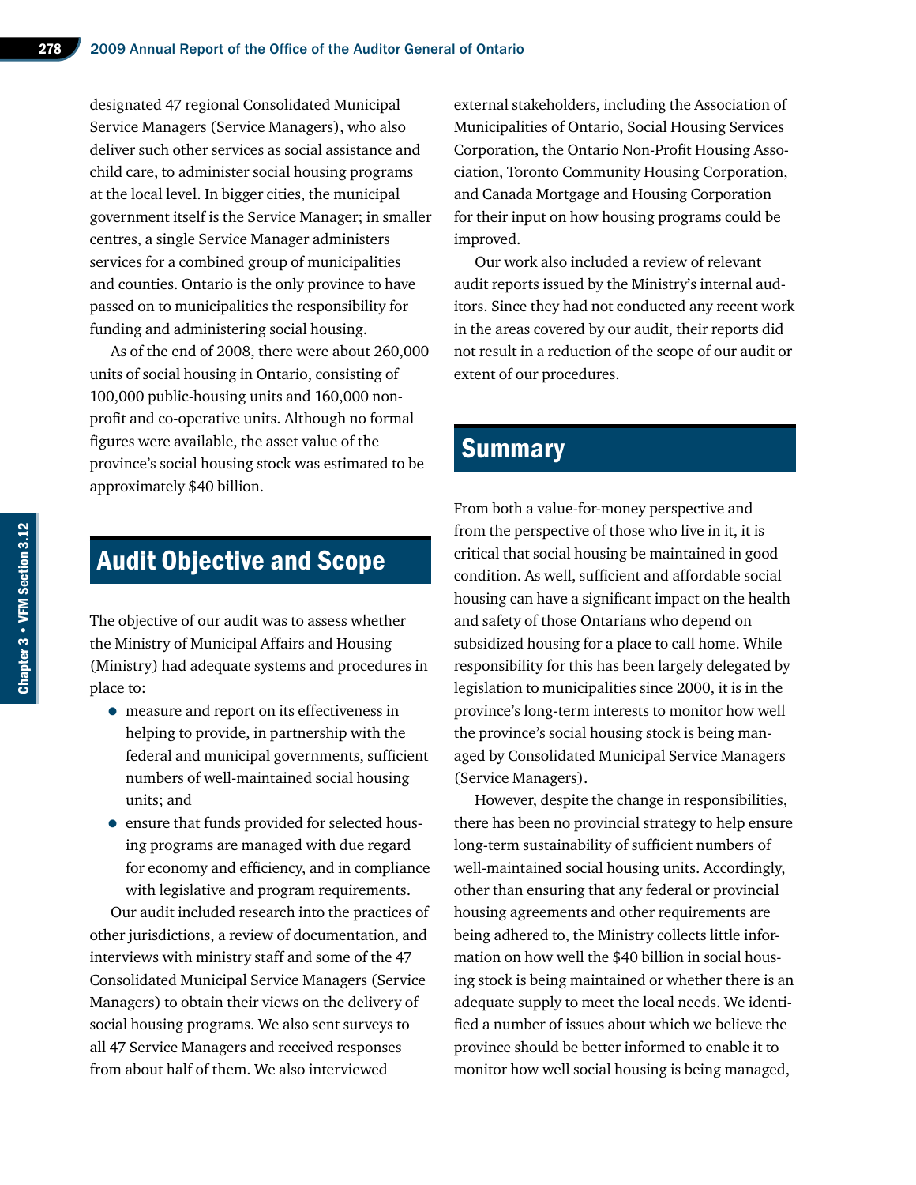designated 47 regional Consolidated Municipal Service Managers (Service Managers), who also deliver such other services as social assistance and child care, to administer social housing programs at the local level. In bigger cities, the municipal government itself is the Service Manager; in smaller centres, a single Service Manager administers services for a combined group of municipalities and counties. Ontario is the only province to have passed on to municipalities the responsibility for funding and administering social housing.

As of the end of 2008, there were about 260,000 units of social housing in Ontario, consisting of 100,000 public-housing units and 160,000 non-profit and co-operative units. Although no formal figures were available, the asset value of the province's social housing stock was estimated to be approximately $40 billion.

## Audit Objective and Scope

The objective of our audit was to assess whether the Ministry of Municipal Affairs and Housing (Ministry) had adequate systems and procedures in place to:

- measure and report on its effectiveness in helping to provide, in partnership with the federal and municipal governments, sufficient numbers of well-maintained social housing units; and
- ensure that funds provided for selected housing programs are managed with due regard for economy and efficiency, and in compliance with legislative and program requirements.

Our audit included research into the practices of other jurisdictions, a review of documentation, and interviews with ministry staff and some of the 47 Consolidated Municipal Service Managers (Service Managers) to obtain their views on the delivery of social housing programs. We also sent surveys to all 47 Service Managers and received responses from about half of them. We also interviewed external stakeholders, including the Association of Municipalities of Ontario, Social Housing Services Corporation, the Ontario Non-Profit Housing Association, Toronto Community Housing Corporation, and Canada Mortgage and Housing Corporation for their input on how housing programs could be improved.

Our work also included a review of relevant audit reports issued by the Ministry's internal auditors. Since they had not conducted any recent work in the areas covered by our audit, their reports did not result in a reduction of the scope of our audit or extent of our procedures.

## Summary

From both a value-for-money perspective and from the perspective of those who live in it, it is critical that social housing be maintained in good condition. As well, sufficient and affordable social housing can have a significant impact on the health and safety of those Ontarians who depend on subsidized housing for a place to call home. While responsibility for this has been largely delegated by legislation to municipalities since 2000, it is in the province's long-term interests to monitor how well the province's social housing stock is being managed by Consolidated Municipal Service Managers (Service Managers).

However, despite the change in responsibilities, there has been no provincial strategy to help ensure long-term sustainability of sufficient numbers of well-maintained social housing units. Accordingly, other than ensuring that any federal or provincial housing agreements and other requirements are being adhered to, the Ministry collects little information on how well the $40 billion in social housing stock is being maintained or whether there is an adequate supply to meet the local needs. We identified a number of issues about which we believe the province should be better informed to enable it to monitor how well social housing is being managed,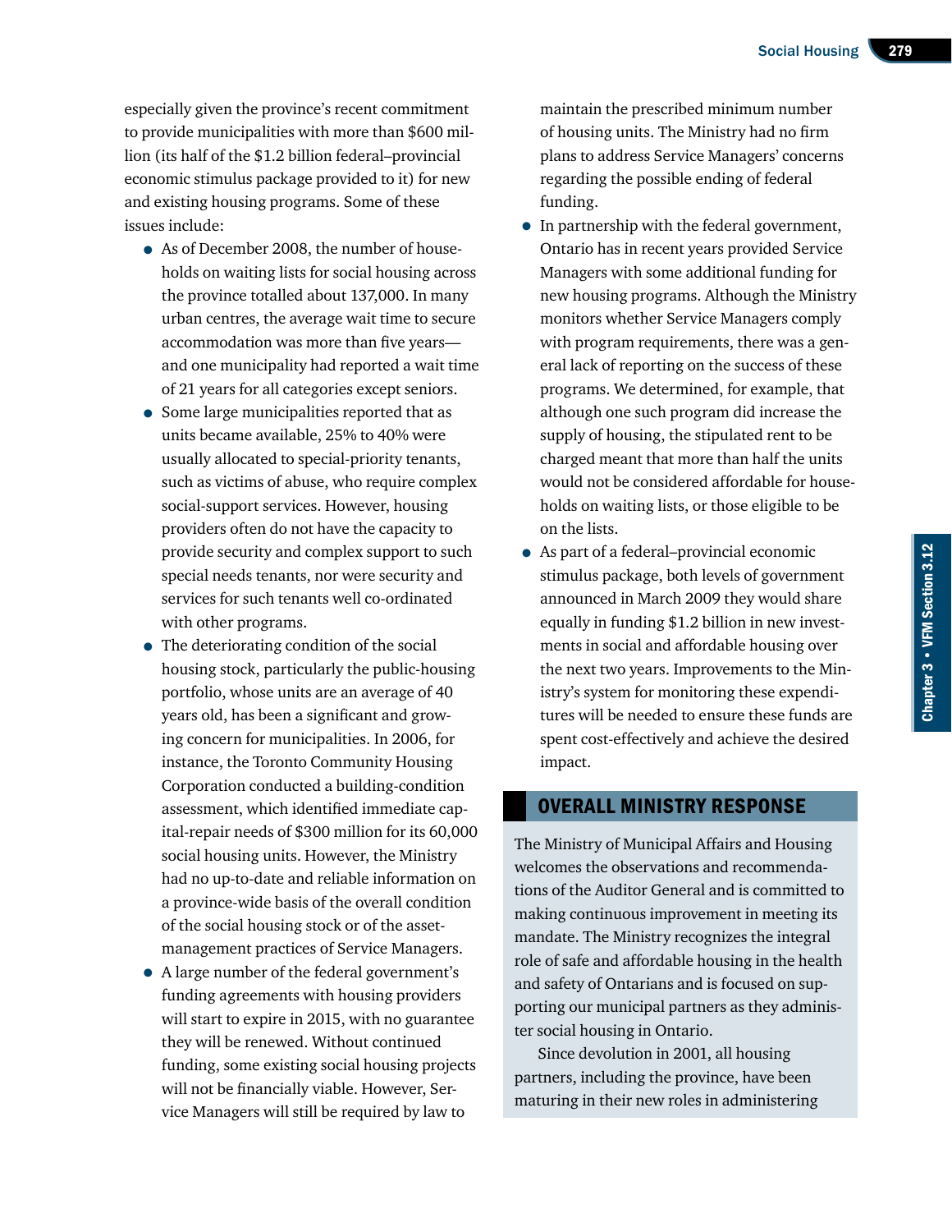especially given the province's recent commitment to provide municipalities with more than $600 million (its half of the $1.2 billion federal–provincial economic stimulus package provided to it) for new and existing housing programs. Some of these issues include:

- As of December 2008, the number of households on waiting lists for social housing across the province totalled about 137,000. In many urban centres, the average wait time to secure accommodation was more than five years—and one municipality had reported a wait time of 21 years for all categories except seniors.
- Some large municipalities reported that as units became available, 25% to 40% were usually allocated to special-priority tenants, such as victims of abuse, who require complex social-support services. However, housing providers often do not have the capacity to provide security and complex support to such special needs tenants, nor were security and services for such tenants well co-ordinated with other programs.
- The deteriorating condition of the social housing stock, particularly the public-housing portfolio, whose units are an average of 40 years old, has been a significant and growing concern for municipalities. In 2006, for instance, the Toronto Community Housing Corporation conducted a building-condition assessment, which identified immediate capital-repair needs of $300 million for its 60,000 social housing units. However, the Ministry had no up-to-date and reliable information on a province-wide basis of the overall condition of the social housing stock or of the asset-management practices of Service Managers.
- A large number of the federal government's funding agreements with housing providers will start to expire in 2015, with no guarantee they will be renewed. Without continued funding, some existing social housing projects will not be financially viable. However, Service Managers will still be required by law to maintain the prescribed minimum number of housing units. The Ministry had no firm plans to address Service Managers' concerns regarding the possible ending of federal funding.
- In partnership with the federal government, Ontario has in recent years provided Service Managers with some additional funding for new housing programs. Although the Ministry monitors whether Service Managers comply with program requirements, there was a general lack of reporting on the success of these programs. We determined, for example, that although one such program did increase the supply of housing, the stipulated rent to be charged meant that more than half the units would not be considered affordable for households on waiting lists, or those eligible to be on the lists.
- As part of a federal–provincial economic stimulus package, both levels of government announced in March 2009 they would share equally in funding $1.2 billion in new investments in social and affordable housing over the next two years. Improvements to the Ministry's system for monitoring these expenditures will be needed to ensure these funds are spent cost-effectively and achieve the desired impact.

## OVERALL MINISTRY RESPONSE

The Ministry of Municipal Affairs and Housing welcomes the observations and recommendations of the Auditor General and is committed to making continuous improvement in meeting its mandate. The Ministry recognizes the integral role of safe and affordable housing in the health and safety of Ontarians and is focused on supporting our municipal partners as they administer social housing in Ontario.

Since devolution in 2001, all housing partners, including the province, have been maturing in their new roles in administering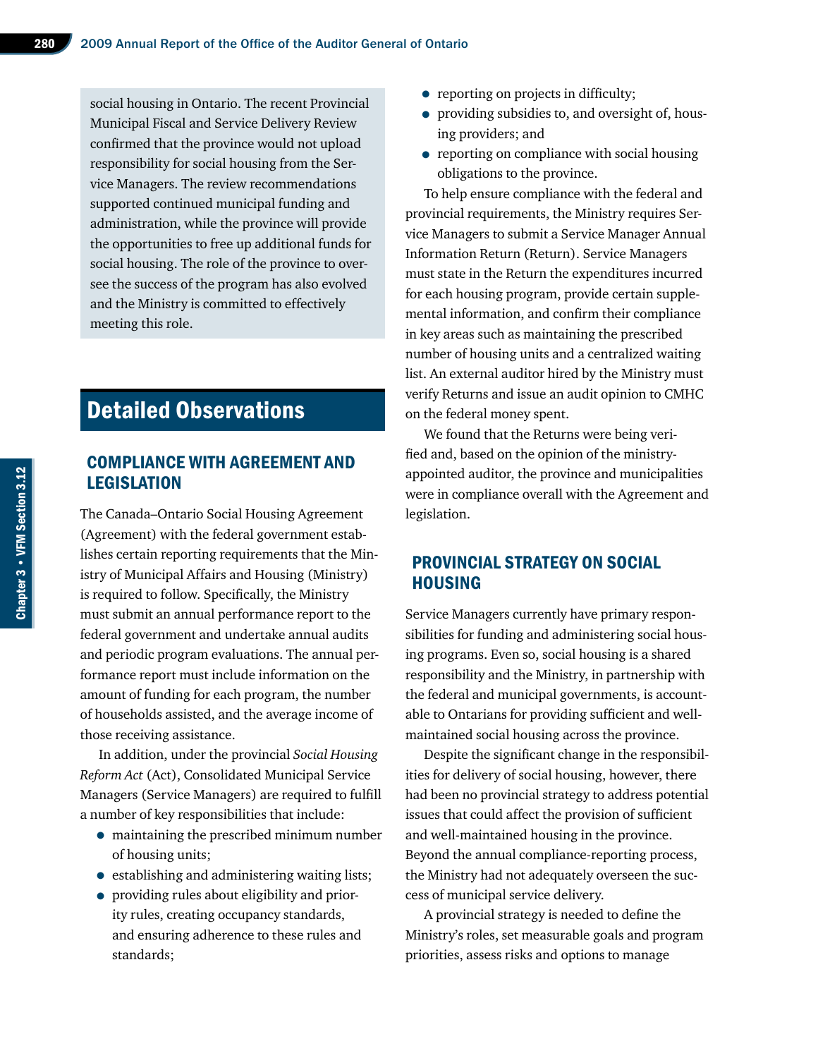social housing in Ontario. The recent Provincial Municipal Fiscal and Service Delivery Review confirmed that the province would not upload responsibility for social housing from the Service Managers. The review recommendations supported continued municipal funding and administration, while the province will provide the opportunities to free up additional funds for social housing. The role of the province to oversee the success of the program has also evolved and the Ministry is committed to effectively meeting this role.

# Detailed Observations

## COMPLIANCE WITH AGREEMENT AND LEGISLATION

The Canada–Ontario Social Housing Agreement (Agreement) with the federal government establishes certain reporting requirements that the Ministry of Municipal Affairs and Housing (Ministry) is required to follow. Specifically, the Ministry must submit an annual performance report to the federal government and undertake annual audits and periodic program evaluations. The annual performance report must include information on the amount of funding for each program, the number of households assisted, and the average income of those receiving assistance.

In addition, under the provincial *Social Housing Reform Act* (Act), Consolidated Municipal Service Managers (Service Managers) are required to fulfill a number of key responsibilities that include:

- maintaining the prescribed minimum number of housing units;
- establishing and administering waiting lists;
- providing rules about eligibility and priority rules, creating occupancy standards, and ensuring adherence to these rules and standards;
- reporting on projects in difficulty;
- providing subsidies to, and oversight of, housing providers; and
- reporting on compliance with social housing obligations to the province.

To help ensure compliance with the federal and provincial requirements, the Ministry requires Service Managers to submit a Service Manager Annual Information Return (Return). Service Managers must state in the Return the expenditures incurred for each housing program, provide certain supplemental information, and confirm their compliance in key areas such as maintaining the prescribed number of housing units and a centralized waiting list. An external auditor hired by the Ministry must verify Returns and issue an audit opinion to CMHC on the federal money spent.

We found that the Returns were being verified and, based on the opinion of the ministry-appointed auditor, the province and municipalities were in compliance overall with the Agreement and legislation.

## PROVINCIAL STRATEGY ON SOCIAL HOUSING

Service Managers currently have primary responsibilities for funding and administering social housing programs. Even so, social housing is a shared responsibility and the Ministry, in partnership with the federal and municipal governments, is accountable to Ontarians for providing sufficient and well-maintained social housing across the province.

Despite the significant change in the responsibilities for delivery of social housing, however, there had been no provincial strategy to address potential issues that could affect the provision of sufficient and well-maintained housing in the province. Beyond the annual compliance-reporting process, the Ministry had not adequately overseen the success of municipal service delivery.

A provincial strategy is needed to define the Ministry's roles, set measurable goals and program priorities, assess risks and options to manage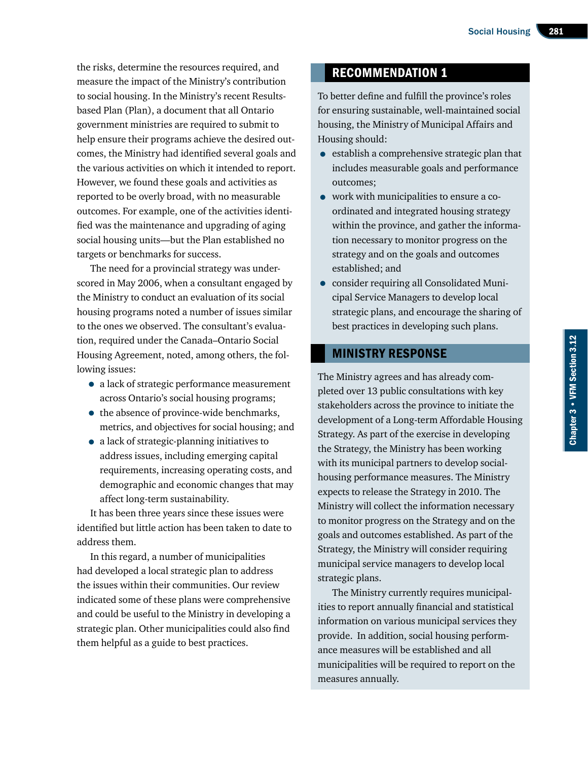the risks, determine the resources required, and measure the impact of the Ministry's contribution to social housing. In the Ministry's recent Results-based Plan (Plan), a document that all Ontario government ministries are required to submit to help ensure their programs achieve the desired outcomes, the Ministry had identified several goals and the various activities on which it intended to report. However, we found these goals and activities as reported to be overly broad, with no measurable outcomes. For example, one of the activities identified was the maintenance and upgrading of aging social housing units—but the Plan established no targets or benchmarks for success.

The need for a provincial strategy was underscored in May 2006, when a consultant engaged by the Ministry to conduct an evaluation of its social housing programs noted a number of issues similar to the ones we observed. The consultant's evaluation, required under the Canada–Ontario Social Housing Agreement, noted, among others, the following issues:

- a lack of strategic performance measurement across Ontario's social housing programs;
- the absence of province-wide benchmarks, metrics, and objectives for social housing; and
- a lack of strategic-planning initiatives to address issues, including emerging capital requirements, increasing operating costs, and demographic and economic changes that may affect long-term sustainability.

It has been three years since these issues were identified but little action has been taken to date to address them.

In this regard, a number of municipalities had developed a local strategic plan to address the issues within their communities. Our review indicated some of these plans were comprehensive and could be useful to the Ministry in developing a strategic plan. Other municipalities could also find them helpful as a guide to best practices.

## RECOMMENDATION 1

To better define and fulfill the province's roles for ensuring sustainable, well-maintained social housing, the Ministry of Municipal Affairs and Housing should:

- establish a comprehensive strategic plan that includes measurable goals and performance outcomes;
- work with municipalities to ensure a co-ordinated and integrated housing strategy within the province, and gather the information necessary to monitor progress on the strategy and on the goals and outcomes established; and
- consider requiring all Consolidated Municipal Service Managers to develop local strategic plans, and encourage the sharing of best practices in developing such plans.

## MINISTRY RESPONSE

The Ministry agrees and has already completed over 13 public consultations with key stakeholders across the province to initiate the development of a Long-term Affordable Housing Strategy. As part of the exercise in developing the Strategy, the Ministry has been working with its municipal partners to develop social-housing performance measures. The Ministry expects to release the Strategy in 2010. The Ministry will collect the information necessary to monitor progress on the Strategy and on the goals and outcomes established. As part of the Strategy, the Ministry will consider requiring municipal service managers to develop local strategic plans.

The Ministry currently requires municipalities to report annually financial and statistical information on various municipal services they provide. In addition, social housing performance measures will be established and all municipalities will be required to report on the measures annually.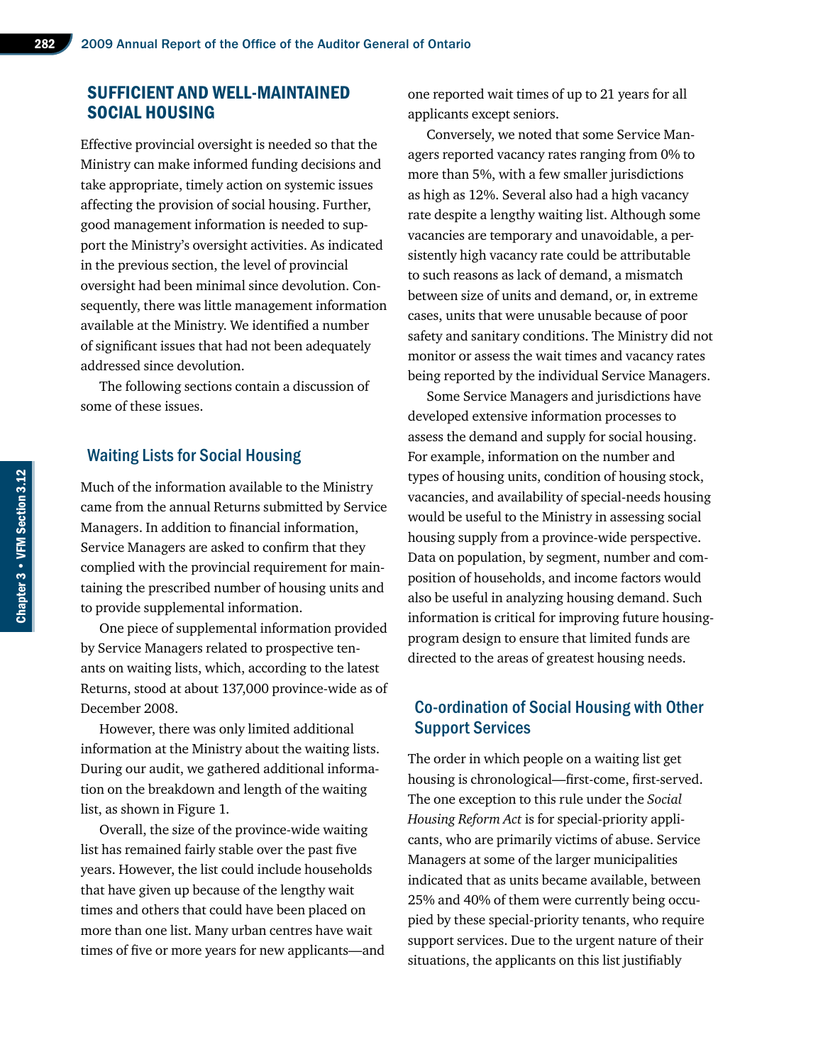## SUFFICIENT AND WELL-MAINTAINED SOCIAL HOUSING

Effective provincial oversight is needed so that the Ministry can make informed funding decisions and take appropriate, timely action on systemic issues affecting the provision of social housing. Further, good management information is needed to support the Ministry's oversight activities. As indicated in the previous section, the level of provincial oversight had been minimal since devolution. Consequently, there was little management information available at the Ministry. We identified a number of significant issues that had not been adequately addressed since devolution.

The following sections contain a discussion of some of these issues.

### Waiting Lists for Social Housing

Much of the information available to the Ministry came from the annual Returns submitted by Service Managers. In addition to financial information, Service Managers are asked to confirm that they complied with the provincial requirement for maintaining the prescribed number of housing units and to provide supplemental information.

One piece of supplemental information provided by Service Managers related to prospective tenants on waiting lists, which, according to the latest Returns, stood at about 137,000 province-wide as of December 2008.

However, there was only limited additional information at the Ministry about the waiting lists. During our audit, we gathered additional information on the breakdown and length of the waiting list, as shown in Figure 1.

Overall, the size of the province-wide waiting list has remained fairly stable over the past five years. However, the list could include households that have given up because of the lengthy wait times and others that could have been placed on more than one list. Many urban centres have wait times of five or more years for new applicants—and one reported wait times of up to 21 years for all applicants except seniors.

Conversely, we noted that some Service Managers reported vacancy rates ranging from 0% to more than 5%, with a few smaller jurisdictions as high as 12%. Several also had a high vacancy rate despite a lengthy waiting list. Although some vacancies are temporary and unavoidable, a persistently high vacancy rate could be attributable to such reasons as lack of demand, a mismatch between size of units and demand, or, in extreme cases, units that were unusable because of poor safety and sanitary conditions. The Ministry did not monitor or assess the wait times and vacancy rates being reported by the individual Service Managers.

Some Service Managers and jurisdictions have developed extensive information processes to assess the demand and supply for social housing. For example, information on the number and types of housing units, condition of housing stock, vacancies, and availability of special-needs housing would be useful to the Ministry in assessing social housing supply from a province-wide perspective. Data on population, by segment, number and composition of households, and income factors would also be useful in analyzing housing demand. Such information is critical for improving future housing-program design to ensure that limited funds are directed to the areas of greatest housing needs.

### Co-ordination of Social Housing with Other Support Services

The order in which people on a waiting list get housing is chronological—first-come, first-served. The one exception to this rule under the *Social Housing Reform Act* is for special-priority applicants, who are primarily victims of abuse. Service Managers at some of the larger municipalities indicated that as units became available, between 25% and 40% of them were currently being occupied by these special-priority tenants, who require support services. Due to the urgent nature of their situations, the applicants on this list justifiably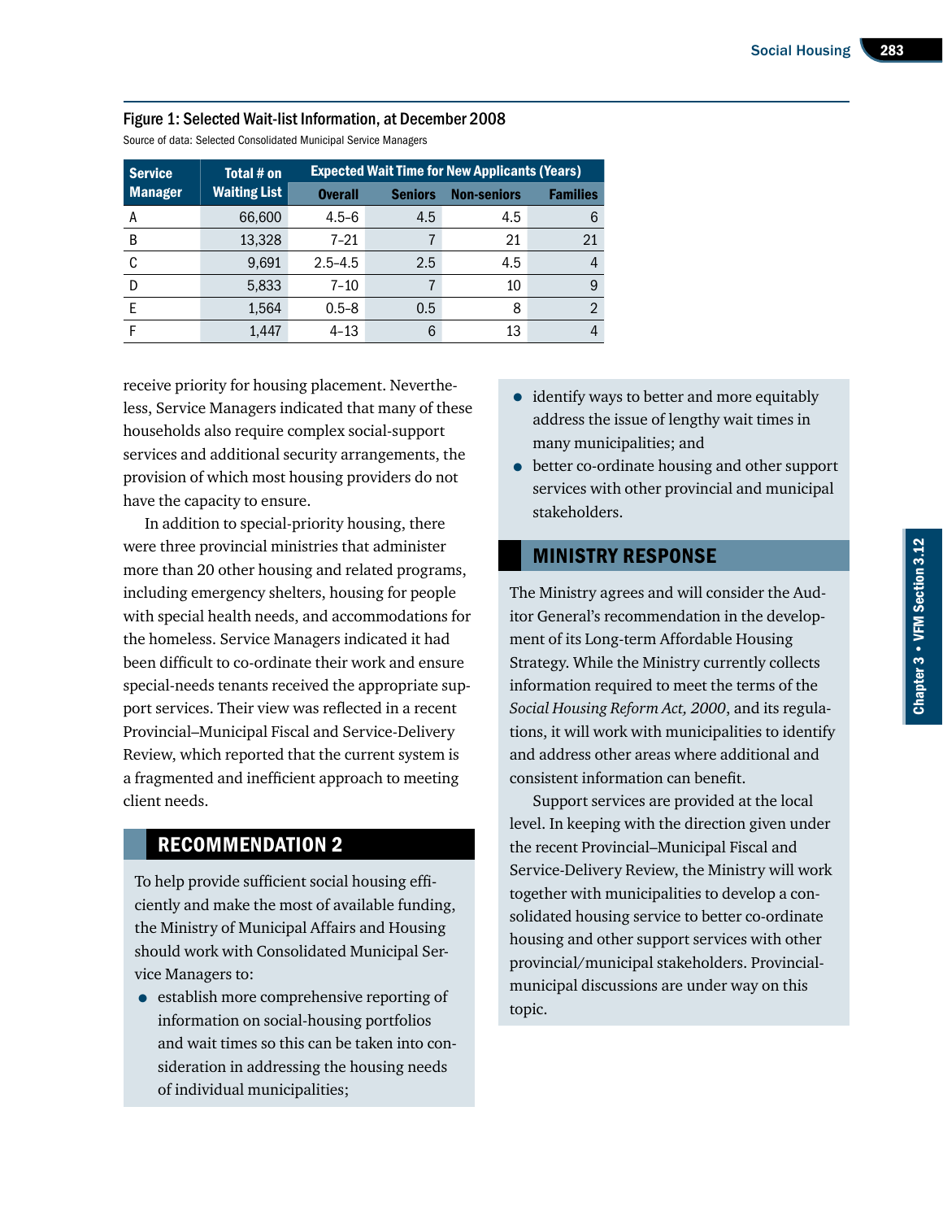**Figure 1: Selected Wait-list Information, at December 2008**

Source of data: Selected Consolidated Municipal Service Managers

| Service Manager | Total # on Waiting List | Expected Wait Time for New Applicants (Years) | | | |
|---|---|---|---|---|---|
| | | Overall | Seniors | Non-seniors | Families |
| A | 66,600 | 4.5–6 | 4.5 | 4.5 | 6 |
| B | 13,328 | 7–21 | 7 | 21 | 21 |
| C | 9,691 | 2.5–4.5 | 2.5 | 4.5 | 4 |
| D | 5,833 | 7–10 | 7 | 10 | 9 |
| E | 1,564 | 0.5–8 | 0.5 | 8 | 2 |
| F | 1,447 | 4–13 | 6 | 13 | 4 |

receive priority for housing placement. Nevertheless, Service Managers indicated that many of these households also require complex social-support services and additional security arrangements, the provision of which most housing providers do not have the capacity to ensure.

In addition to special-priority housing, there were three provincial ministries that administer more than 20 other housing and related programs, including emergency shelters, housing for people with special health needs, and accommodations for the homeless. Service Managers indicated it had been difficult to co-ordinate their work and ensure special-needs tenants received the appropriate support services. Their view was reflected in a recent Provincial–Municipal Fiscal and Service-Delivery Review, which reported that the current system is a fragmented and inefficient approach to meeting client needs.

## RECOMMENDATION 2

To help provide sufficient social housing efficiently and make the most of available funding, the Ministry of Municipal Affairs and Housing should work with Consolidated Municipal Service Managers to:

- establish more comprehensive reporting of information on social-housing portfolios and wait times so this can be taken into consideration in addressing the housing needs of individual municipalities;
- identify ways to better and more equitably address the issue of lengthy wait times in many municipalities; and
- better co-ordinate housing and other support services with other provincial and municipal stakeholders.

## MINISTRY RESPONSE

The Ministry agrees and will consider the Auditor General's recommendation in the development of its Long-term Affordable Housing Strategy. While the Ministry currently collects information required to meet the terms of the *Social Housing Reform Act, 2000*, and its regulations, it will work with municipalities to identify and address other areas where additional and consistent information can benefit.

Support services are provided at the local level. In keeping with the direction given under the recent Provincial–Municipal Fiscal and Service-Delivery Review, the Ministry will work together with municipalities to develop a consolidated housing service to better co-ordinate housing and other support services with other provincial/municipal stakeholders. Provincial-municipal discussions are under way on this topic.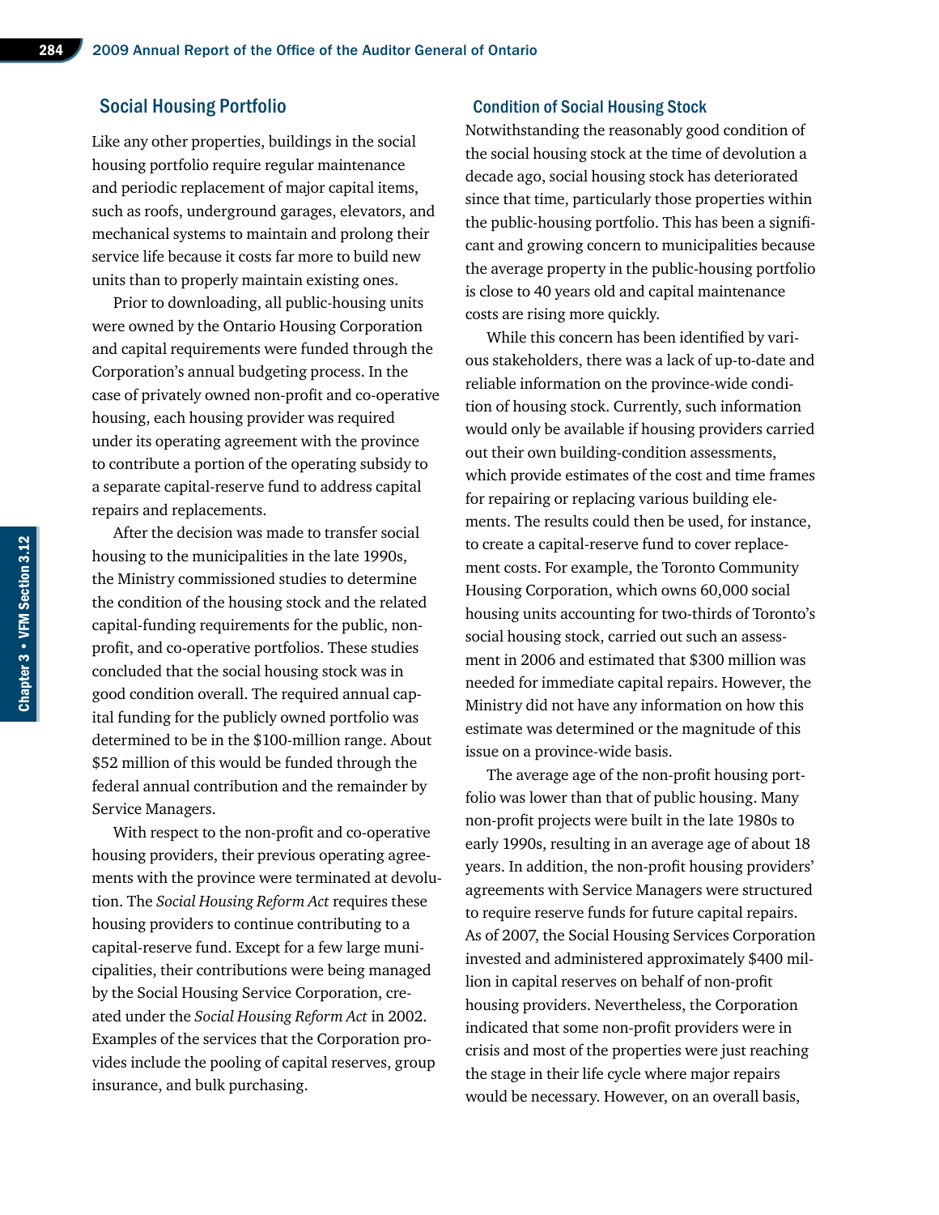## Social Housing Portfolio

Like any other properties, buildings in the social housing portfolio require regular maintenance and periodic replacement of major capital items, such as roofs, underground garages, elevators, and mechanical systems to maintain and prolong their service life because it costs far more to build new units than to properly maintain existing ones.

Prior to downloading, all public-housing units were owned by the Ontario Housing Corporation and capital requirements were funded through the Corporation's annual budgeting process. In the case of privately owned non-profit and co-operative housing, each housing provider was required under its operating agreement with the province to contribute a portion of the operating subsidy to a separate capital-reserve fund to address capital repairs and replacements.

After the decision was made to transfer social housing to the municipalities in the late 1990s, the Ministry commissioned studies to determine the condition of the housing stock and the related capital-funding requirements for the public, non-profit, and co-operative portfolios. These studies concluded that the social housing stock was in good condition overall. The required annual capital funding for the publicly owned portfolio was determined to be in the $100-million range. About $52 million of this would be funded through the federal annual contribution and the remainder by Service Managers.

With respect to the non-profit and co-operative housing providers, their previous operating agreements with the province were terminated at devolution. The *Social Housing Reform Act* requires these housing providers to continue contributing to a capital-reserve fund. Except for a few large municipalities, their contributions were being managed by the Social Housing Service Corporation, created under the *Social Housing Reform Act* in 2002. Examples of the services that the Corporation provides include the pooling of capital reserves, group insurance, and bulk purchasing.

### Condition of Social Housing Stock

Notwithstanding the reasonably good condition of the social housing stock at the time of devolution a decade ago, social housing stock has deteriorated since that time, particularly those properties within the public-housing portfolio. This has been a significant and growing concern to municipalities because the average property in the public-housing portfolio is close to 40 years old and capital maintenance costs are rising more quickly.

While this concern has been identified by various stakeholders, there was a lack of up-to-date and reliable information on the province-wide condition of housing stock. Currently, such information would only be available if housing providers carried out their own building-condition assessments, which provide estimates of the cost and time frames for repairing or replacing various building elements. The results could then be used, for instance, to create a capital-reserve fund to cover replacement costs. For example, the Toronto Community Housing Corporation, which owns 60,000 social housing units accounting for two-thirds of Toronto's social housing stock, carried out such an assessment in 2006 and estimated that $300 million was needed for immediate capital repairs. However, the Ministry did not have any information on how this estimate was determined or the magnitude of this issue on a province-wide basis.

The average age of the non-profit housing portfolio was lower than that of public housing. Many non-profit projects were built in the late 1980s to early 1990s, resulting in an average age of about 18 years. In addition, the non-profit housing providers' agreements with Service Managers were structured to require reserve funds for future capital repairs. As of 2007, the Social Housing Services Corporation invested and administered approximately $400 million in capital reserves on behalf of non-profit housing providers. Nevertheless, the Corporation indicated that some non-profit providers were in crisis and most of the properties were just reaching the stage in their life cycle where major repairs would be necessary. However, on an overall basis,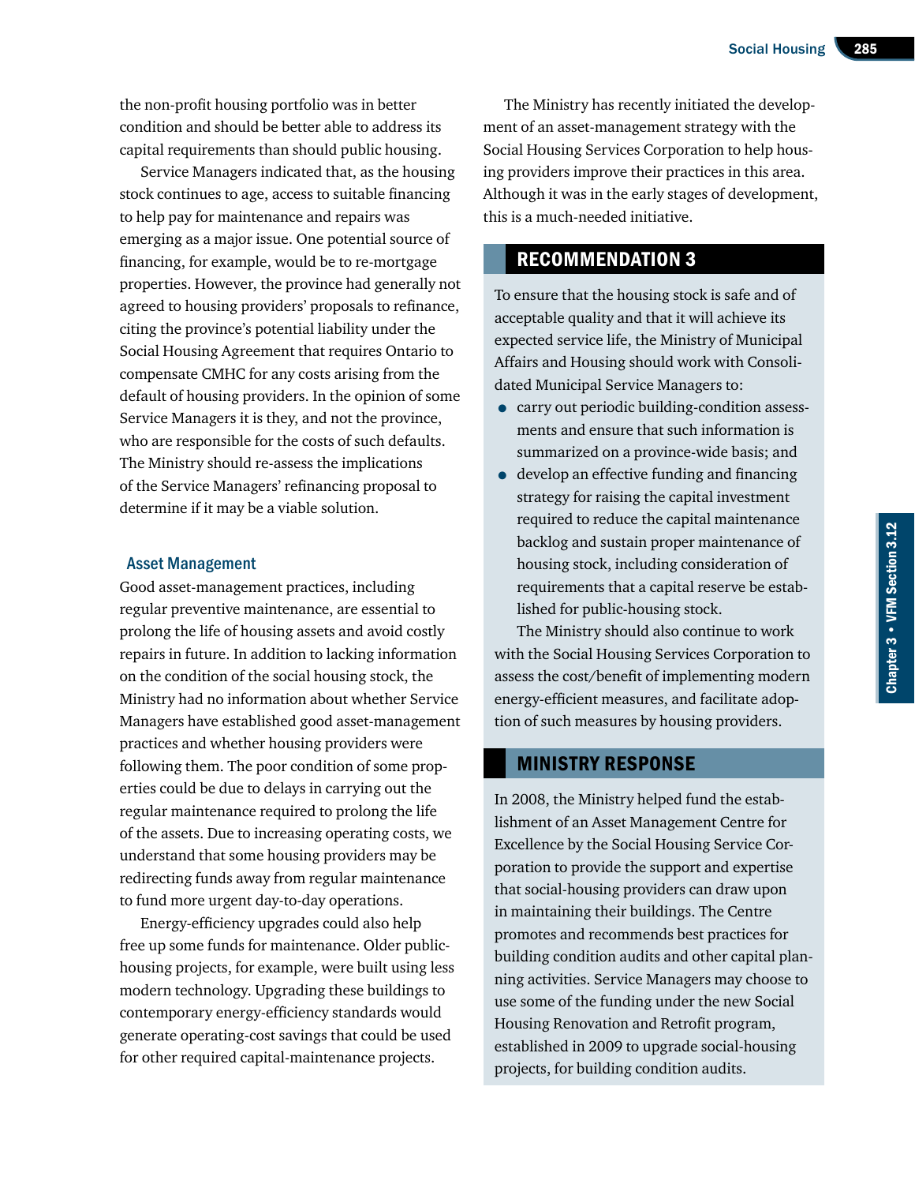the non-profit housing portfolio was in better condition and should be better able to address its capital requirements than should public housing.

Service Managers indicated that, as the housing stock continues to age, access to suitable financing to help pay for maintenance and repairs was emerging as a major issue. One potential source of financing, for example, would be to re-mortgage properties. However, the province had generally not agreed to housing providers' proposals to refinance, citing the province's potential liability under the Social Housing Agreement that requires Ontario to compensate CMHC for any costs arising from the default of housing providers. In the opinion of some Service Managers it is they, and not the province, who are responsible for the costs of such defaults. The Ministry should re-assess the implications of the Service Managers' refinancing proposal to determine if it may be a viable solution.

### Asset Management

Good asset-management practices, including regular preventive maintenance, are essential to prolong the life of housing assets and avoid costly repairs in future. In addition to lacking information on the condition of the social housing stock, the Ministry had no information about whether Service Managers have established good asset-management practices and whether housing providers were following them. The poor condition of some properties could be due to delays in carrying out the regular maintenance required to prolong the life of the assets. Due to increasing operating costs, we understand that some housing providers may be redirecting funds away from regular maintenance to fund more urgent day-to-day operations.

Energy-efficiency upgrades could also help free up some funds for maintenance. Older public-housing projects, for example, were built using less modern technology. Upgrading these buildings to contemporary energy-efficiency standards would generate operating-cost savings that could be used for other required capital-maintenance projects.

The Ministry has recently initiated the development of an asset-management strategy with the Social Housing Services Corporation to help housing providers improve their practices in this area. Although it was in the early stages of development, this is a much-needed initiative.

## RECOMMENDATION 3

To ensure that the housing stock is safe and of acceptable quality and that it will achieve its expected service life, the Ministry of Municipal Affairs and Housing should work with Consolidated Municipal Service Managers to:

- carry out periodic building-condition assessments and ensure that such information is summarized on a province-wide basis; and
- develop an effective funding and financing strategy for raising the capital investment required to reduce the capital maintenance backlog and sustain proper maintenance of housing stock, including consideration of requirements that a capital reserve be established for public-housing stock.

The Ministry should also continue to work with the Social Housing Services Corporation to assess the cost/benefit of implementing modern energy-efficient measures, and facilitate adoption of such measures by housing providers.

## MINISTRY RESPONSE

In 2008, the Ministry helped fund the establishment of an Asset Management Centre for Excellence by the Social Housing Service Corporation to provide the support and expertise that social-housing providers can draw upon in maintaining their buildings. The Centre promotes and recommends best practices for building condition audits and other capital planning activities. Service Managers may choose to use some of the funding under the new Social Housing Renovation and Retrofit program, established in 2009 to upgrade social-housing projects, for building condition audits.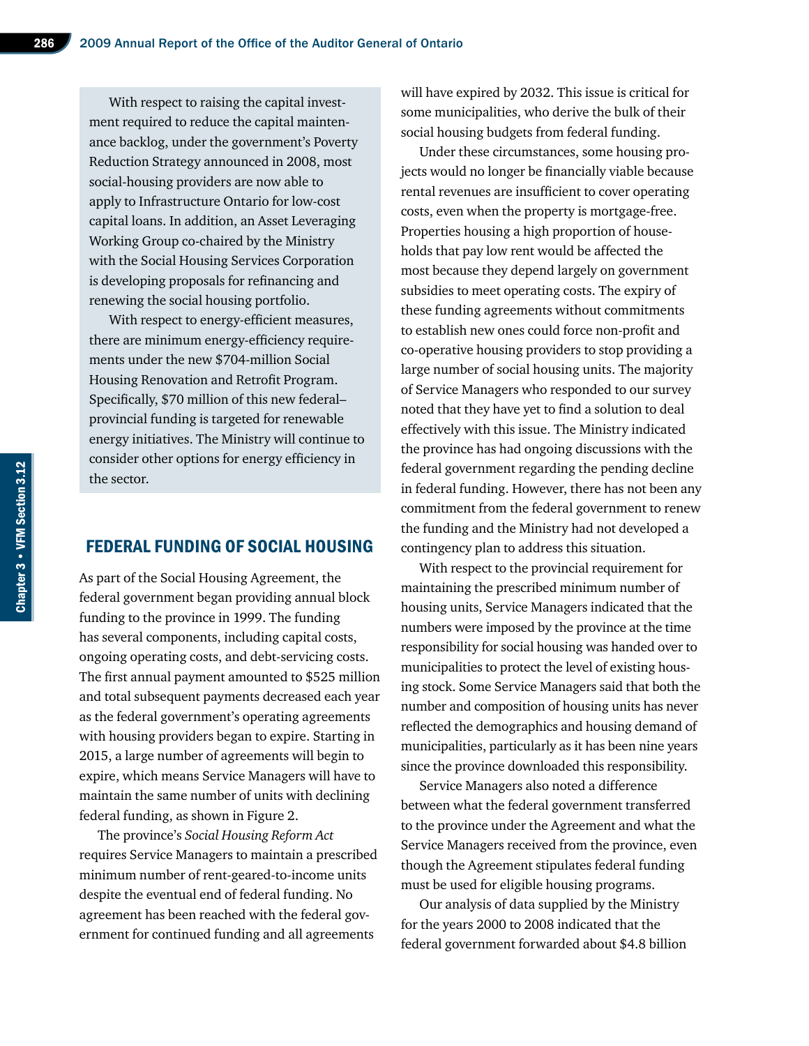With respect to raising the capital investment required to reduce the capital maintenance backlog, under the government's Poverty Reduction Strategy announced in 2008, most social-housing providers are now able to apply to Infrastructure Ontario for low-cost capital loans. In addition, an Asset Leveraging Working Group co-chaired by the Ministry with the Social Housing Services Corporation is developing proposals for refinancing and renewing the social housing portfolio.

With respect to energy-efficient measures, there are minimum energy-efficiency requirements under the new $704-million Social Housing Renovation and Retrofit Program. Specifically, $70 million of this new federal–provincial funding is targeted for renewable energy initiatives. The Ministry will continue to consider other options for energy efficiency in the sector.

## FEDERAL FUNDING OF SOCIAL HOUSING

As part of the Social Housing Agreement, the federal government began providing annual block funding to the province in 1999. The funding has several components, including capital costs, ongoing operating costs, and debt-servicing costs. The first annual payment amounted to $525 million and total subsequent payments decreased each year as the federal government's operating agreements with housing providers began to expire. Starting in 2015, a large number of agreements will begin to expire, which means Service Managers will have to maintain the same number of units with declining federal funding, as shown in Figure 2.

The province's *Social Housing Reform Act* requires Service Managers to maintain a prescribed minimum number of rent-geared-to-income units despite the eventual end of federal funding. No agreement has been reached with the federal government for continued funding and all agreements will have expired by 2032. This issue is critical for some municipalities, who derive the bulk of their social housing budgets from federal funding.

Under these circumstances, some housing projects would no longer be financially viable because rental revenues are insufficient to cover operating costs, even when the property is mortgage-free. Properties housing a high proportion of households that pay low rent would be affected the most because they depend largely on government subsidies to meet operating costs. The expiry of these funding agreements without commitments to establish new ones could force non-profit and co-operative housing providers to stop providing a large number of social housing units. The majority of Service Managers who responded to our survey noted that they have yet to find a solution to deal effectively with this issue. The Ministry indicated the province has had ongoing discussions with the federal government regarding the pending decline in federal funding. However, there has not been any commitment from the federal government to renew the funding and the Ministry had not developed a contingency plan to address this situation.

With respect to the provincial requirement for maintaining the prescribed minimum number of housing units, Service Managers indicated that the numbers were imposed by the province at the time responsibility for social housing was handed over to municipalities to protect the level of existing housing stock. Some Service Managers said that both the number and composition of housing units has never reflected the demographics and housing demand of municipalities, particularly as it has been nine years since the province downloaded this responsibility.

Service Managers also noted a difference between what the federal government transferred to the province under the Agreement and what the Service Managers received from the province, even though the Agreement stipulates federal funding must be used for eligible housing programs.

Our analysis of data supplied by the Ministry for the years 2000 to 2008 indicated that the federal government forwarded about $4.8 billion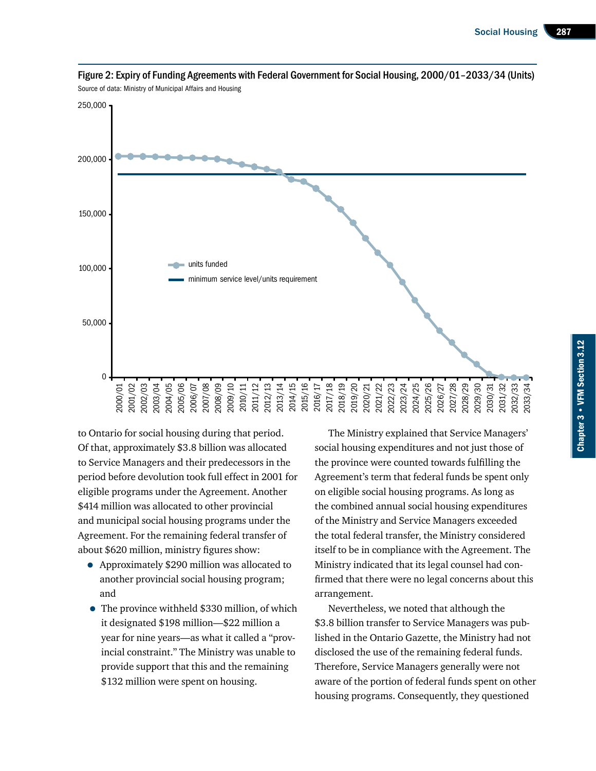Figure 2: Expiry of Funding Agreements with Federal Government for Social Housing, 2000/01–2033/34 (Units)

Source of data: Ministry of Municipal Affairs and Housing

to Ontario for social housing during that period. Of that, approximately $3.8 billion was allocated to Service Managers and their predecessors in the period before devolution took full effect in 2001 for eligible programs under the Agreement. Another $414 million was allocated to other provincial and municipal social housing programs under the Agreement. For the remaining federal transfer of about $620 million, ministry figures show:

- Approximately $290 million was allocated to another provincial social housing program; and
- The province withheld $330 million, of which it designated $198 million—$22 million a year for nine years—as what it called a "provincial constraint." The Ministry was unable to provide support that this and the remaining $132 million were spent on housing.

The Ministry explained that Service Managers' social housing expenditures and not just those of the province were counted towards fulfilling the Agreement's term that federal funds be spent only on eligible social housing programs. As long as the combined annual social housing expenditures of the Ministry and Service Managers exceeded the total federal transfer, the Ministry considered itself to be in compliance with the Agreement. The Ministry indicated that its legal counsel had confirmed that there were no legal concerns about this arrangement.

Nevertheless, we noted that although the $3.8 billion transfer to Service Managers was published in the Ontario Gazette, the Ministry had not disclosed the use of the remaining federal funds. Therefore, Service Managers generally were not aware of the portion of federal funds spent on other housing programs. Consequently, they questioned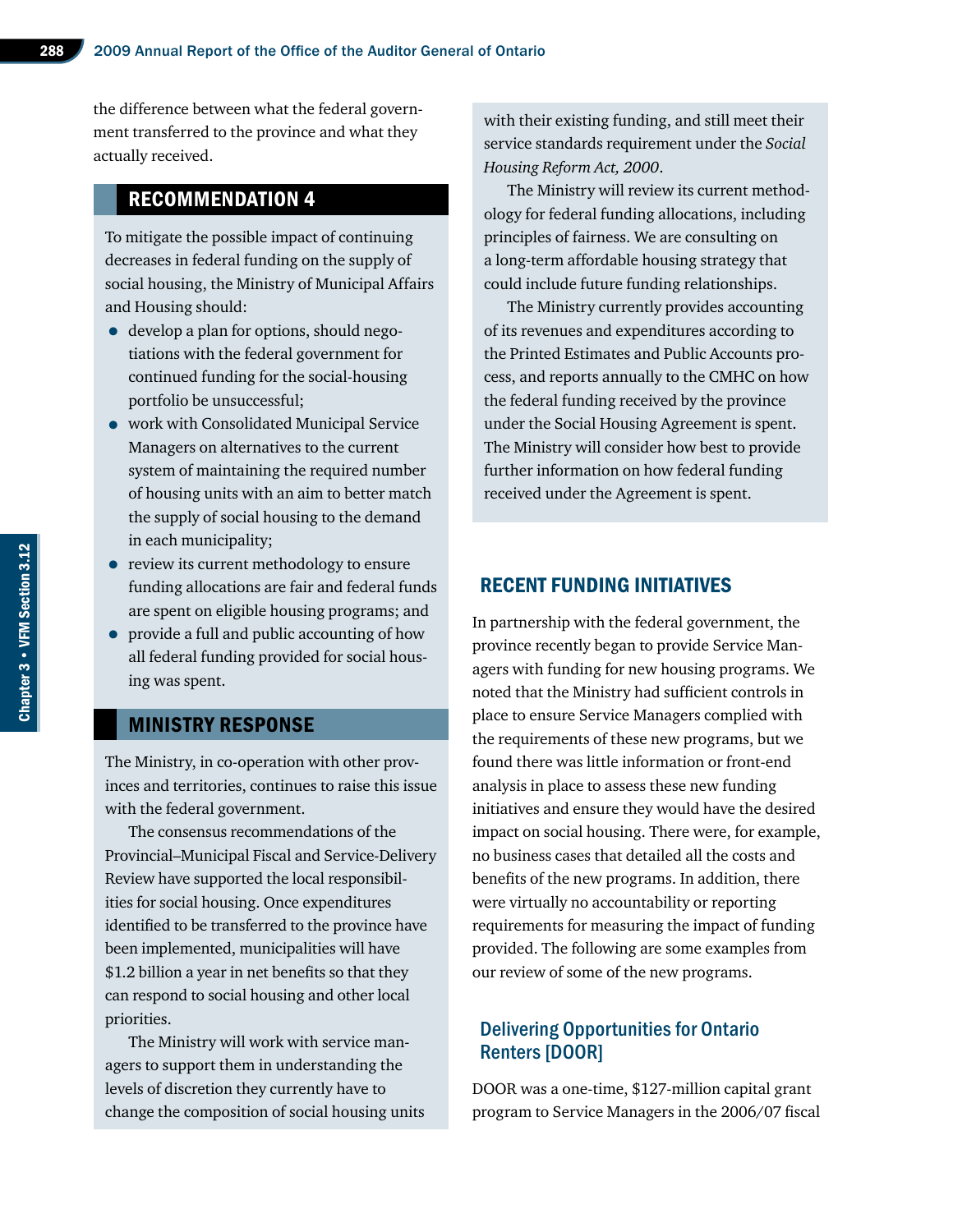the difference between what the federal government transferred to the province and what they actually received.

## RECOMMENDATION 4

To mitigate the possible impact of continuing decreases in federal funding on the supply of social housing, the Ministry of Municipal Affairs and Housing should:

- develop a plan for options, should negotiations with the federal government for continued funding for the social-housing portfolio be unsuccessful;
- work with Consolidated Municipal Service Managers on alternatives to the current system of maintaining the required number of housing units with an aim to better match the supply of social housing to the demand in each municipality;
- review its current methodology to ensure funding allocations are fair and federal funds are spent on eligible housing programs; and
- provide a full and public accounting of how all federal funding provided for social housing was spent.

## MINISTRY RESPONSE

The Ministry, in co-operation with other provinces and territories, continues to raise this issue with the federal government.

The consensus recommendations of the Provincial–Municipal Fiscal and Service-Delivery Review have supported the local responsibilities for social housing. Once expenditures identified to be transferred to the province have been implemented, municipalities will have $1.2 billion a year in net benefits so that they can respond to social housing and other local priorities.

The Ministry will work with service managers to support them in understanding the levels of discretion they currently have to change the composition of social housing units with their existing funding, and still meet their service standards requirement under the *Social Housing Reform Act, 2000*.

The Ministry will review its current methodology for federal funding allocations, including principles of fairness. We are consulting on a long-term affordable housing strategy that could include future funding relationships.

The Ministry currently provides accounting of its revenues and expenditures according to the Printed Estimates and Public Accounts process, and reports annually to the CMHC on how the federal funding received by the province under the Social Housing Agreement is spent. The Ministry will consider how best to provide further information on how federal funding received under the Agreement is spent.

## RECENT FUNDING INITIATIVES

In partnership with the federal government, the province recently began to provide Service Managers with funding for new housing programs. We noted that the Ministry had sufficient controls in place to ensure Service Managers complied with the requirements of these new programs, but we found there was little information or front-end analysis in place to assess these new funding initiatives and ensure they would have the desired impact on social housing. There were, for example, no business cases that detailed all the costs and benefits of the new programs. In addition, there were virtually no accountability or reporting requirements for measuring the impact of funding provided. The following are some examples from our review of some of the new programs.

### Delivering Opportunities for Ontario Renters [DOOR]

DOOR was a one-time, $127-million capital grant program to Service Managers in the 2006/07 fiscal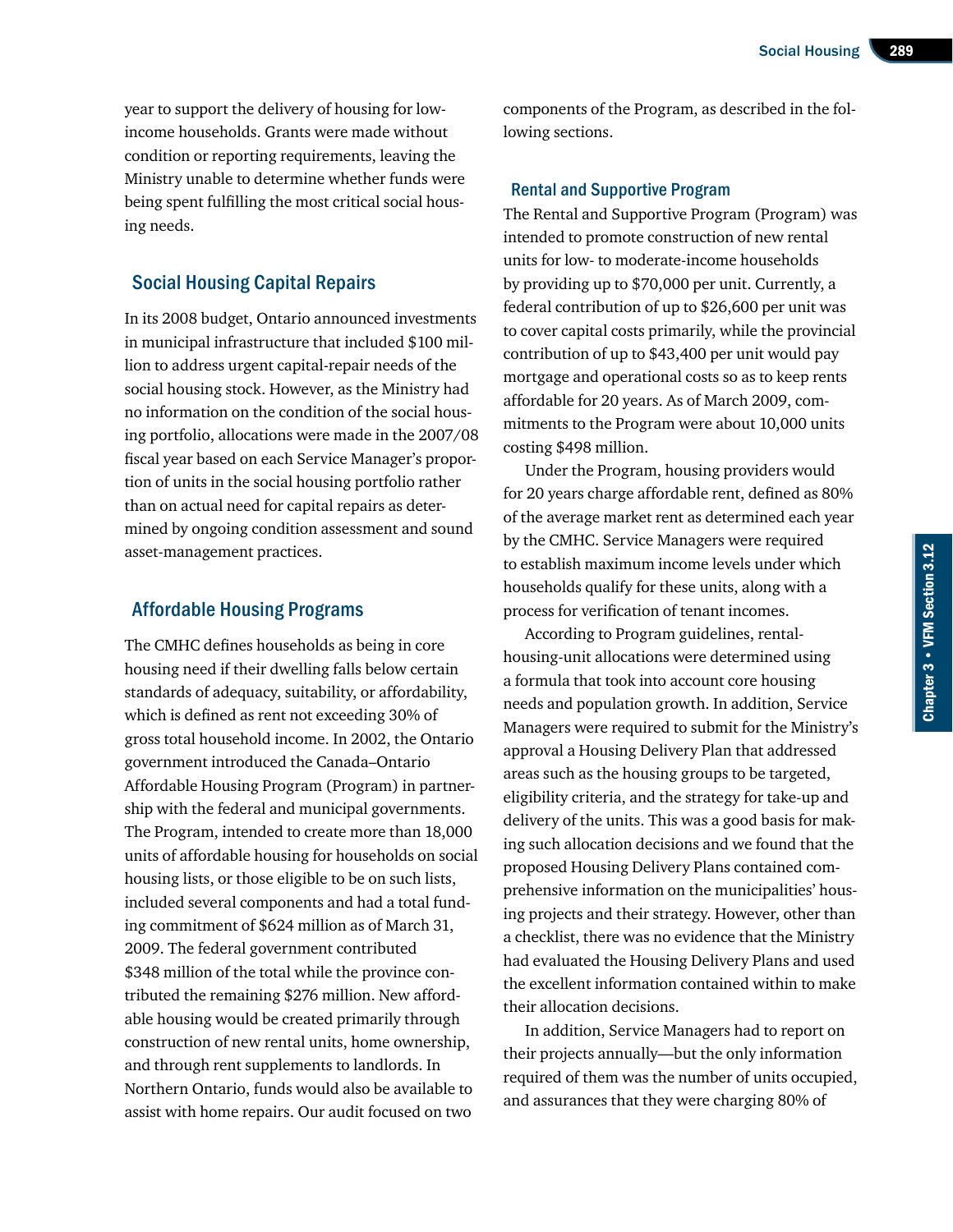year to support the delivery of housing for low-income households. Grants were made without condition or reporting requirements, leaving the Ministry unable to determine whether funds were being spent fulfilling the most critical social housing needs.

## Social Housing Capital Repairs

In its 2008 budget, Ontario announced investments in municipal infrastructure that included $100 million to address urgent capital-repair needs of the social housing stock. However, as the Ministry had no information on the condition of the social housing portfolio, allocations were made in the 2007/08 fiscal year based on each Service Manager's proportion of units in the social housing portfolio rather than on actual need for capital repairs as determined by ongoing condition assessment and sound asset-management practices.

## Affordable Housing Programs

The CMHC defines households as being in core housing need if their dwelling falls below certain standards of adequacy, suitability, or affordability, which is defined as rent not exceeding 30% of gross total household income. In 2002, the Ontario government introduced the Canada–Ontario Affordable Housing Program (Program) in partnership with the federal and municipal governments. The Program, intended to create more than 18,000 units of affordable housing for households on social housing lists, or those eligible to be on such lists, included several components and had a total funding commitment of $624 million as of March 31, 2009. The federal government contributed $348 million of the total while the province contributed the remaining $276 million. New affordable housing would be created primarily through construction of new rental units, home ownership, and through rent supplements to landlords. In Northern Ontario, funds would also be available to assist with home repairs. Our audit focused on two components of the Program, as described in the following sections.

### Rental and Supportive Program

The Rental and Supportive Program (Program) was intended to promote construction of new rental units for low- to moderate-income households by providing up to $70,000 per unit. Currently, a federal contribution of up to $26,600 per unit was to cover capital costs primarily, while the provincial contribution of up to $43,400 per unit would pay mortgage and operational costs so as to keep rents affordable for 20 years. As of March 2009, commitments to the Program were about 10,000 units costing $498 million.

Under the Program, housing providers would for 20 years charge affordable rent, defined as 80% of the average market rent as determined each year by the CMHC. Service Managers were required to establish maximum income levels under which households qualify for these units, along with a process for verification of tenant incomes.

According to Program guidelines, rental-housing-unit allocations were determined using a formula that took into account core housing needs and population growth. In addition, Service Managers were required to submit for the Ministry's approval a Housing Delivery Plan that addressed areas such as the housing groups to be targeted, eligibility criteria, and the strategy for take-up and delivery of the units. This was a good basis for making such allocation decisions and we found that the proposed Housing Delivery Plans contained comprehensive information on the municipalities' housing projects and their strategy. However, other than a checklist, there was no evidence that the Ministry had evaluated the Housing Delivery Plans and used the excellent information contained within to make their allocation decisions.

In addition, Service Managers had to report on their projects annually—but the only information required of them was the number of units occupied, and assurances that they were charging 80% of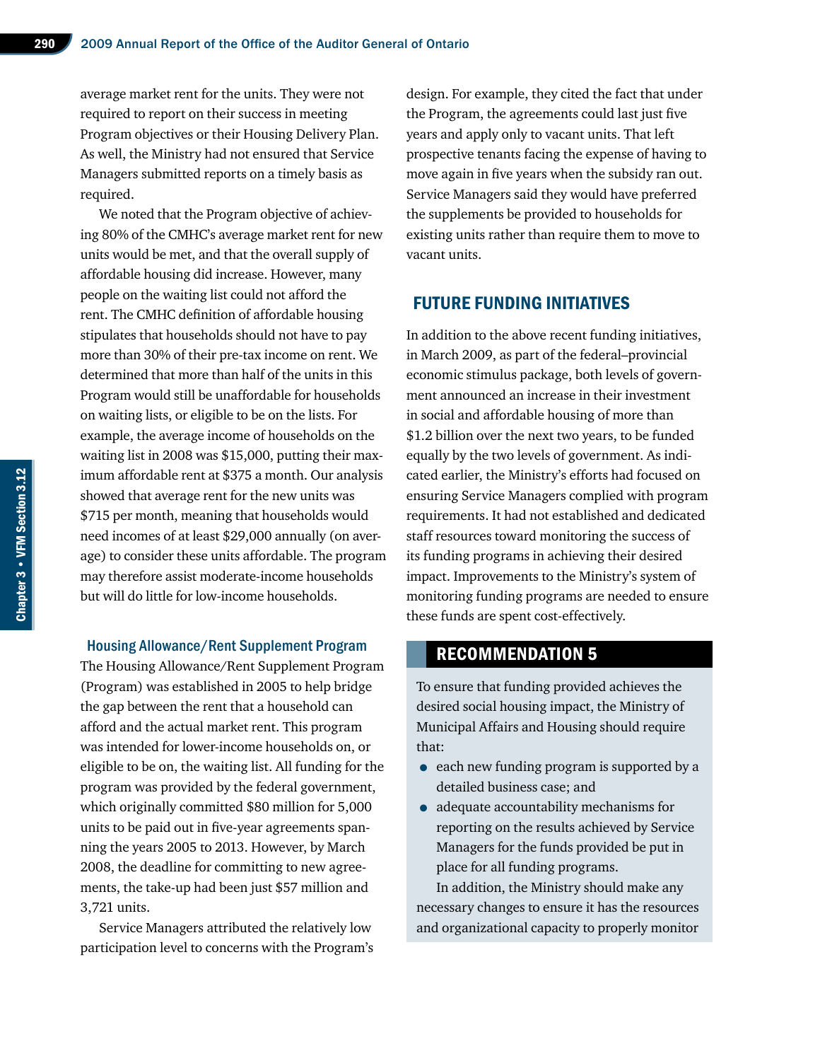average market rent for the units. They were not required to report on their success in meeting Program objectives or their Housing Delivery Plan. As well, the Ministry had not ensured that Service Managers submitted reports on a timely basis as required.

We noted that the Program objective of achieving 80% of the CMHC's average market rent for new units would be met, and that the overall supply of affordable housing did increase. However, many people on the waiting list could not afford the rent. The CMHC definition of affordable housing stipulates that households should not have to pay more than 30% of their pre-tax income on rent. We determined that more than half of the units in this Program would still be unaffordable for households on waiting lists, or eligible to be on the lists. For example, the average income of households on the waiting list in 2008 was $15,000, putting their maximum affordable rent at $375 a month. Our analysis showed that average rent for the new units was $715 per month, meaning that households would need incomes of at least $29,000 annually (on average) to consider these units affordable. The program may therefore assist moderate-income households but will do little for low-income households.

### Housing Allowance/Rent Supplement Program

The Housing Allowance/Rent Supplement Program (Program) was established in 2005 to help bridge the gap between the rent that a household can afford and the actual market rent. This program was intended for lower-income households on, or eligible to be on, the waiting list. All funding for the program was provided by the federal government, which originally committed $80 million for 5,000 units to be paid out in five-year agreements spanning the years 2005 to 2013. However, by March 2008, the deadline for committing to new agreements, the take-up had been just $57 million and 3,721 units.

Service Managers attributed the relatively low participation level to concerns with the Program's design. For example, they cited the fact that under the Program, the agreements could last just five years and apply only to vacant units. That left prospective tenants facing the expense of having to move again in five years when the subsidy ran out. Service Managers said they would have preferred the supplements be provided to households for existing units rather than require them to move to vacant units.

## FUTURE FUNDING INITIATIVES

In addition to the above recent funding initiatives, in March 2009, as part of the federal–provincial economic stimulus package, both levels of government announced an increase in their investment in social and affordable housing of more than $1.2 billion over the next two years, to be funded equally by the two levels of government. As indicated earlier, the Ministry's efforts had focused on ensuring Service Managers complied with program requirements. It had not established and dedicated staff resources toward monitoring the success of its funding programs in achieving their desired impact. Improvements to the Ministry's system of monitoring funding programs are needed to ensure these funds are spent cost-effectively.

## RECOMMENDATION 5

To ensure that funding provided achieves the desired social housing impact, the Ministry of Municipal Affairs and Housing should require that:

- each new funding program is supported by a detailed business case; and
- adequate accountability mechanisms for reporting on the results achieved by Service Managers for the funds provided be put in place for all funding programs.

In addition, the Ministry should make any necessary changes to ensure it has the resources and organizational capacity to properly monitor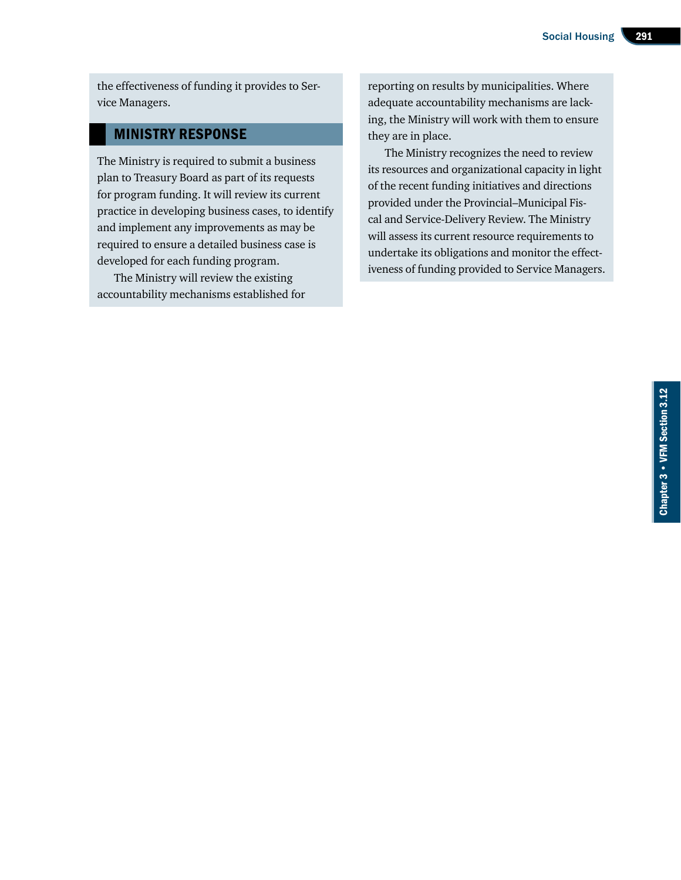the effectiveness of funding it provides to Service Managers.

## MINISTRY RESPONSE

The Ministry is required to submit a business plan to Treasury Board as part of its requests for program funding. It will review its current practice in developing business cases, to identify and implement any improvements as may be required to ensure a detailed business case is developed for each funding program.

The Ministry will review the existing accountability mechanisms established for reporting on results by municipalities. Where adequate accountability mechanisms are lacking, the Ministry will work with them to ensure they are in place.

The Ministry recognizes the need to review its resources and organizational capacity in light of the recent funding initiatives and directions provided under the Provincial–Municipal Fiscal and Service-Delivery Review. The Ministry will assess its current resource requirements to undertake its obligations and monitor the effectiveness of funding provided to Service Managers.